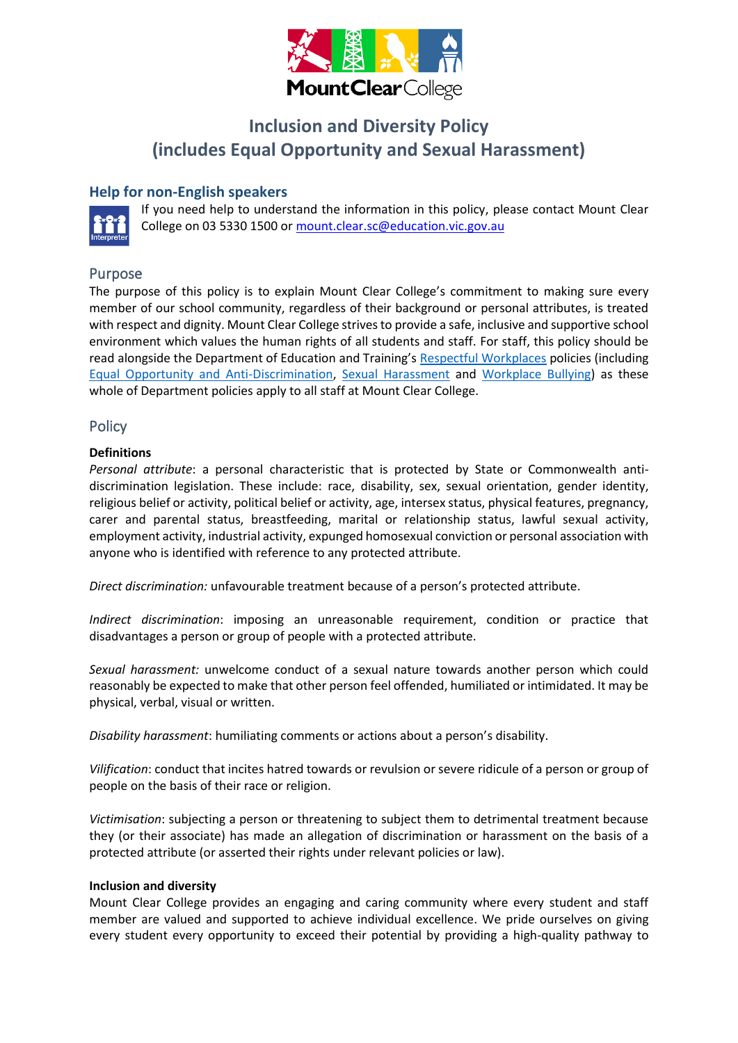# Inclusion and Diversity Policy (includes Equal Opportunity and Sexual Harassment)

## Help for non-English speakers

If you need help to understand the information in this policy, please contact Mount Clear College on 03 5330 1500 or mount.clear.sc@education.vic.gov.au

## Purpose

The purpose of this policy is to explain Mount Clear College's commitment to making sure every member of our school community, regardless of their background or personal attributes, is treated with respect and dignity. Mount Clear College strives to provide a safe, inclusive and supportive school environment which values the human rights of all students and staff. For staff, this policy should be read alongside the Department of Education and Training's Respectful Workplaces policies (including Equal Opportunity and Anti-Discrimination, Sexual Harassment and Workplace Bullying) as these whole of Department policies apply to all staff at Mount Clear College.

## Policy

**Definitions**

*Personal attribute*: a personal characteristic that is protected by State or Commonwealth anti-discrimination legislation. These include: race, disability, sex, sexual orientation, gender identity, religious belief or activity, political belief or activity, age, intersex status, physical features, pregnancy, carer and parental status, breastfeeding, marital or relationship status, lawful sexual activity, employment activity, industrial activity, expunged homosexual conviction or personal association with anyone who is identified with reference to any protected attribute.

*Direct discrimination:* unfavourable treatment because of a person's protected attribute.

*Indirect discrimination*: imposing an unreasonable requirement, condition or practice that disadvantages a person or group of people with a protected attribute.

*Sexual harassment:* unwelcome conduct of a sexual nature towards another person which could reasonably be expected to make that other person feel offended, humiliated or intimidated. It may be physical, verbal, visual or written.

*Disability harassment*: humiliating comments or actions about a person's disability.

*Vilification*: conduct that incites hatred towards or revulsion or severe ridicule of a person or group of people on the basis of their race or religion.

*Victimisation*: subjecting a person or threatening to subject them to detrimental treatment because they (or their associate) has made an allegation of discrimination or harassment on the basis of a protected attribute (or asserted their rights under relevant policies or law).

**Inclusion and diversity**

Mount Clear College provides an engaging and caring community where every student and staff member are valued and supported to achieve individual excellence. We pride ourselves on giving every student every opportunity to exceed their potential by providing a high-quality pathway to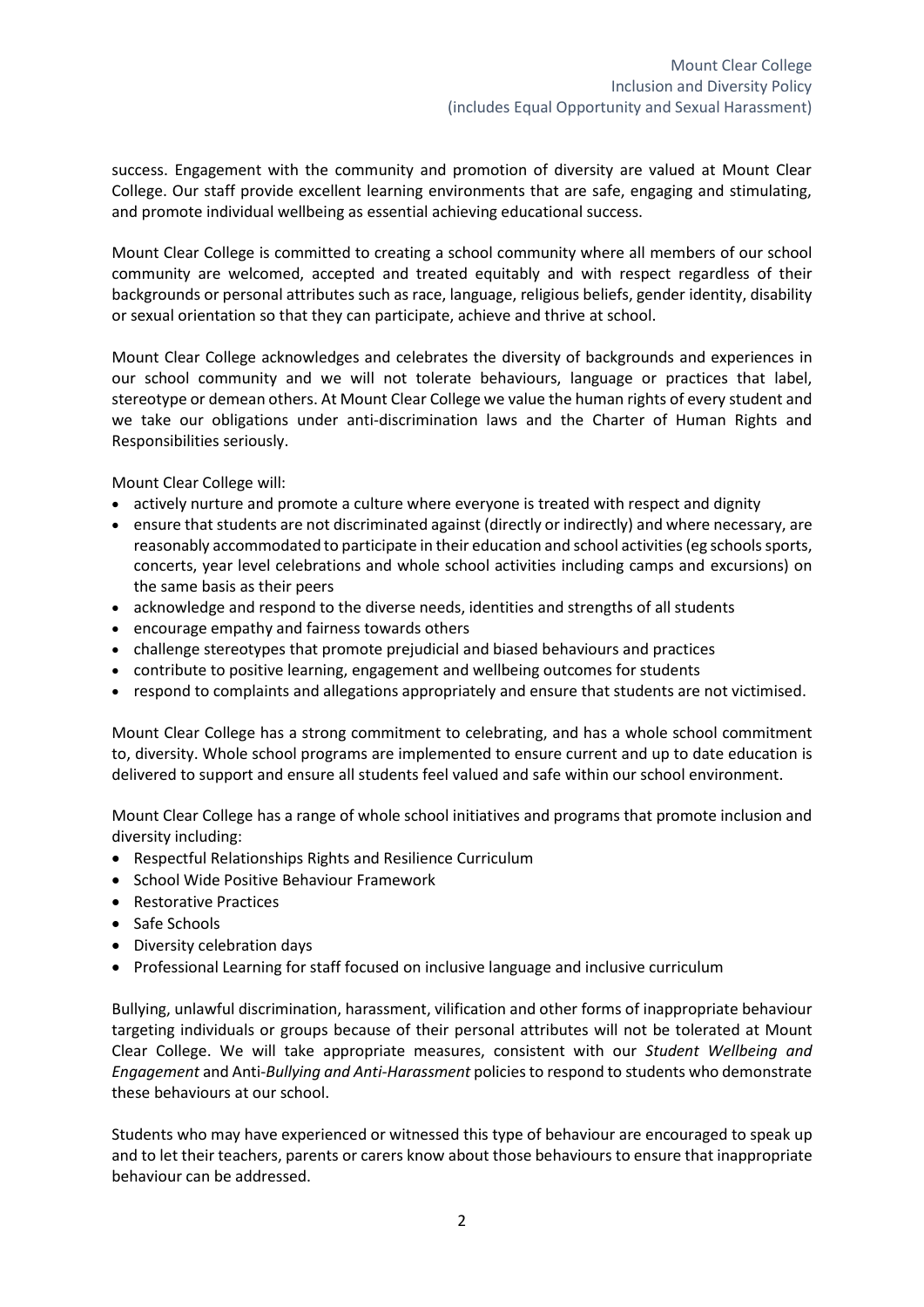success. Engagement with the community and promotion of diversity are valued at Mount Clear College. Our staff provide excellent learning environments that are safe, engaging and stimulating, and promote individual wellbeing as essential achieving educational success.

Mount Clear College is committed to creating a school community where all members of our school community are welcomed, accepted and treated equitably and with respect regardless of their backgrounds or personal attributes such as race, language, religious beliefs, gender identity, disability or sexual orientation so that they can participate, achieve and thrive at school.

Mount Clear College acknowledges and celebrates the diversity of backgrounds and experiences in our school community and we will not tolerate behaviours, language or practices that label, stereotype or demean others. At Mount Clear College we value the human rights of every student and we take our obligations under anti-discrimination laws and the Charter of Human Rights and Responsibilities seriously.

Mount Clear College will:

- actively nurture and promote a culture where everyone is treated with respect and dignity
- ensure that students are not discriminated against (directly or indirectly) and where necessary, are reasonably accommodated to participate in their education and school activities (eg schools sports, concerts, year level celebrations and whole school activities including camps and excursions) on the same basis as their peers
- acknowledge and respond to the diverse needs, identities and strengths of all students
- encourage empathy and fairness towards others
- challenge stereotypes that promote prejudicial and biased behaviours and practices
- contribute to positive learning, engagement and wellbeing outcomes for students
- respond to complaints and allegations appropriately and ensure that students are not victimised.

Mount Clear College has a strong commitment to celebrating, and has a whole school commitment to, diversity. Whole school programs are implemented to ensure current and up to date education is delivered to support and ensure all students feel valued and safe within our school environment.

Mount Clear College has a range of whole school initiatives and programs that promote inclusion and diversity including:

- Respectful Relationships Rights and Resilience Curriculum
- School Wide Positive Behaviour Framework
- Restorative Practices
- Safe Schools
- Diversity celebration days
- Professional Learning for staff focused on inclusive language and inclusive curriculum

Bullying, unlawful discrimination, harassment, vilification and other forms of inappropriate behaviour targeting individuals or groups because of their personal attributes will not be tolerated at Mount Clear College. We will take appropriate measures, consistent with our *Student Wellbeing and Engagement* and Anti-*Bullying and Anti-Harassment* policies to respond to students who demonstrate these behaviours at our school.

Students who may have experienced or witnessed this type of behaviour are encouraged to speak up and to let their teachers, parents or carers know about those behaviours to ensure that inappropriate behaviour can be addressed.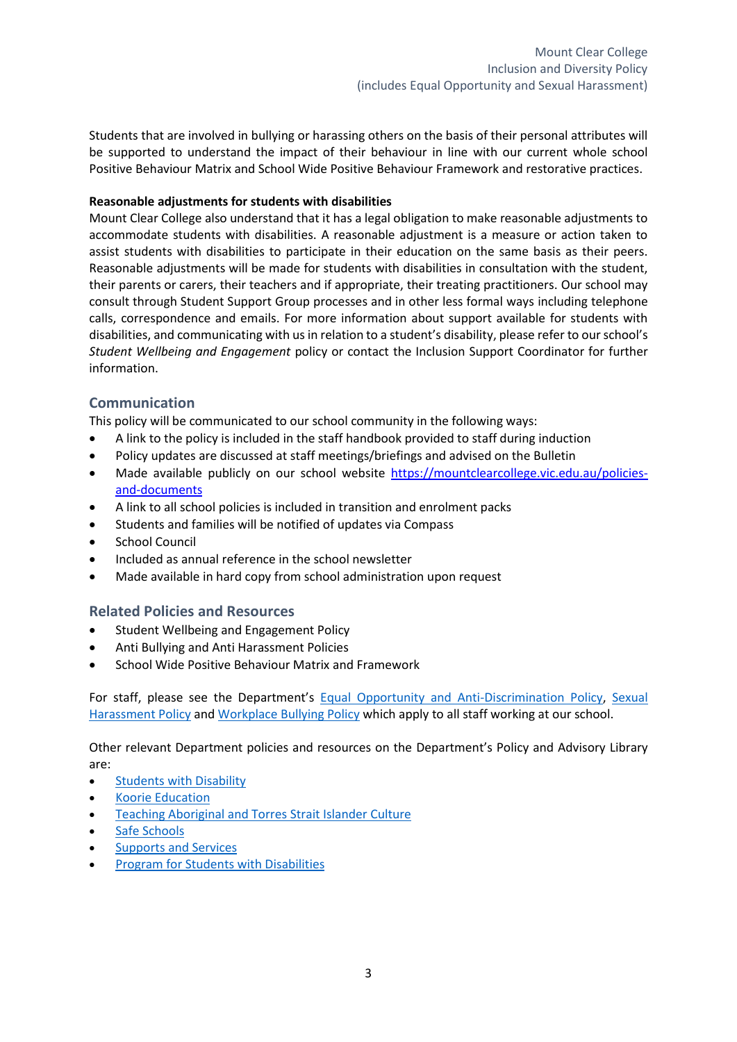Students that are involved in bullying or harassing others on the basis of their personal attributes will be supported to understand the impact of their behaviour in line with our current whole school Positive Behaviour Matrix and School Wide Positive Behaviour Framework and restorative practices.

**Reasonable adjustments for students with disabilities**

Mount Clear College also understand that it has a legal obligation to make reasonable adjustments to accommodate students with disabilities. A reasonable adjustment is a measure or action taken to assist students with disabilities to participate in their education on the same basis as their peers. Reasonable adjustments will be made for students with disabilities in consultation with the student, their parents or carers, their teachers and if appropriate, their treating practitioners. Our school may consult through Student Support Group processes and in other less formal ways including telephone calls, correspondence and emails. For more information about support available for students with disabilities, and communicating with us in relation to a student's disability, please refer to our school's *Student Wellbeing and Engagement* policy or contact the Inclusion Support Coordinator for further information.

## Communication

This policy will be communicated to our school community in the following ways:

- A link to the policy is included in the staff handbook provided to staff during induction
- Policy updates are discussed at staff meetings/briefings and advised on the Bulletin
- Made available publicly on our school website [https://mountclearcollege.vic.edu.au/policies-and-documents](https://mountclearcollege.vic.edu.au/policies-and-documents)
- A link to all school policies is included in transition and enrolment packs
- Students and families will be notified of updates via Compass
- School Council
- Included as annual reference in the school newsletter
- Made available in hard copy from school administration upon request

## Related Policies and Resources

- Student Wellbeing and Engagement Policy
- Anti Bullying and Anti Harassment Policies
- School Wide Positive Behaviour Matrix and Framework

For staff, please see the Department's Equal Opportunity and Anti-Discrimination Policy, Sexual Harassment Policy and Workplace Bullying Policy which apply to all staff working at our school.

Other relevant Department policies and resources on the Department's Policy and Advisory Library are:

- Students with Disability
- Koorie Education
- Teaching Aboriginal and Torres Strait Islander Culture
- Safe Schools
- Supports and Services
- Program for Students with Disabilities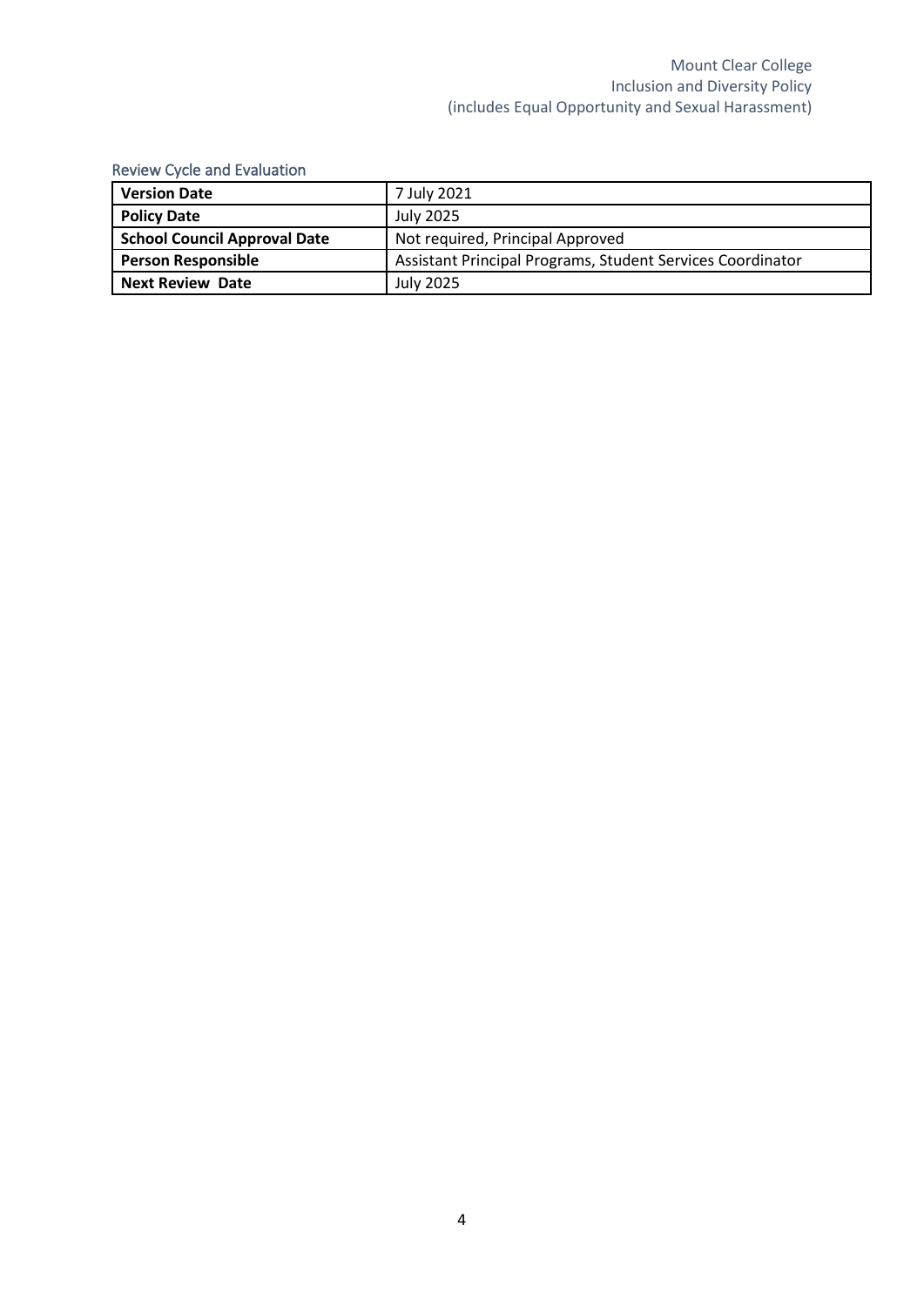## Review Cycle and Evaluation

| | |
|---|---|
| **Version Date** | 7 July 2021 |
| **Policy Date** | July 2025 |
| **School Council Approval Date** | Not required, Principal Approved |
| **Person Responsible** | Assistant Principal Programs, Student Services Coordinator |
| **Next Review Date** | July 2025 |